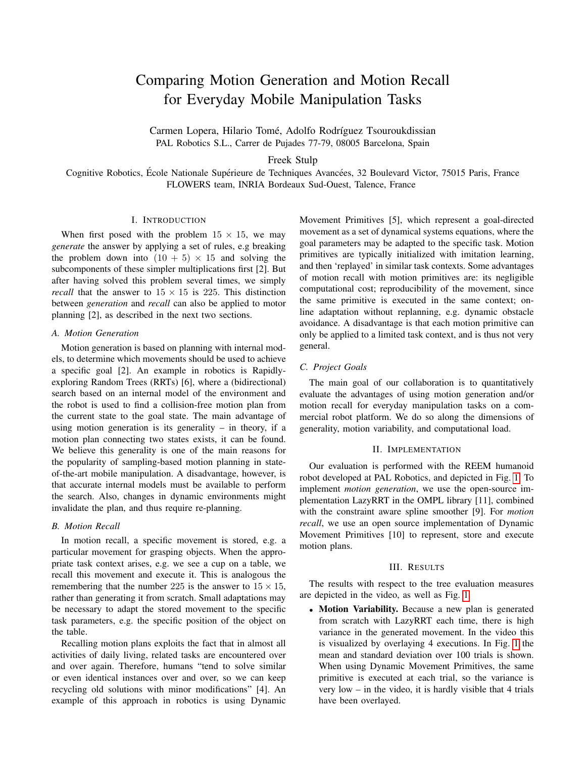# Comparing Motion Generation and Motion Recall for Everyday Mobile Manipulation Tasks

Carmen Lopera, Hilario Tomé, Adolfo Rodríguez Tsouroukdissian
PAL Robotics S.L., Carrer de Pujades 77-79, 08005 Barcelona, Spain

Freek Stulp
Cognitive Robotics, École Nationale Supérieure de Techniques Avancées, 32 Boulevard Victor, 75015 Paris, France
FLOWERS team, INRIA Bordeaux Sud-Ouest, Talence, France

## I. Introduction

When first posed with the problem $15 \times 15$, we may *generate* the answer by applying a set of rules, e.g breaking the problem down into $(10 + 5) \times 15$ and solving the subcomponents of these simpler multiplications first [2]. But after having solved this problem several times, we simply *recall* that the answer to $15 \times 15$ is 225. This distinction between *generation* and *recall* can also be applied to motor planning [2], as described in the next two sections.

### A. Motion Generation

Motion generation is based on planning with internal models, to determine which movements should be used to achieve a specific goal [2]. An example in robotics is Rapidly-exploring Random Trees (RRTs) [6], where a (bidirectional) search based on an internal model of the environment and the robot is used to find a collision-free motion plan from the current state to the goal state. The main advantage of using motion generation is its generality – in theory, if a motion plan connecting two states exists, it can be found. We believe this generality is one of the main reasons for the popularity of sampling-based motion planning in state-of-the-art mobile manipulation. A disadvantage, however, is that accurate internal models must be available to perform the search. Also, changes in dynamic environments might invalidate the plan, and thus require re-planning.

### B. Motion Recall

In motion recall, a specific movement is stored, e.g. a particular movement for grasping objects. When the appropriate task context arises, e.g. we see a cup on a table, we recall this movement and execute it. This is analogous the remembering that the number 225 is the answer to $15 \times 15$, rather than generating it from scratch. Small adaptations may be necessary to adapt the stored movement to the specific task parameters, e.g. the specific position of the object on the table.

Recalling motion plans exploits the fact that in almost all activities of daily living, related tasks are encountered over and over again. Therefore, humans "tend to solve similar or even identical instances over and over, so we can keep recycling old solutions with minor modifications" [4]. An example of this approach in robotics is using Dynamic Movement Primitives [5], which represent a goal-directed movement as a set of dynamical systems equations, where the goal parameters may be adapted to the specific task. Motion primitives are typically initialized with imitation learning, and then 'replayed' in similar task contexts. Some advantages of motion recall with motion primitives are: its negligible computational cost; reproducibility of the movement, since the same primitive is executed in the same task context; online adaptation without replanning, e.g. dynamic obstacle avoidance. A disadvantage is that each motion primitive can only be applied to a limited task context, and is thus not very general.

### C. Project Goals

The main goal of our collaboration is to quantitatively evaluate the advantages of using motion generation and/or motion recall for everyday manipulation tasks on a commercial robot platform. We do so along the dimensions of generality, motion variability, and computational load.

## II. Implementation

Our evaluation is performed with the REEM humanoid robot developed at PAL Robotics, and depicted in Fig. 1. To implement *motion generation*, we use the open-source implementation LazyRRT in the OMPL library [11], combined with the constraint aware spline smoother [9]. For *motion recall*, we use an open source implementation of Dynamic Movement Primitives [10] to represent, store and execute motion plans.

## III. Results

The results with respect to the tree evaluation measures are depicted in the video, as well as Fig. 1.

- **Motion Variability.** Because a new plan is generated from scratch with LazyRRT each time, there is high variance in the generated movement. In the video this is visualized by overlaying 4 executions. In Fig. 1 the mean and standard deviation over 100 trials is shown. When using Dynamic Movement Primitives, the same primitive is executed at each trial, so the variance is very low – in the video, it is hardly visible that 4 trials have been overlayed.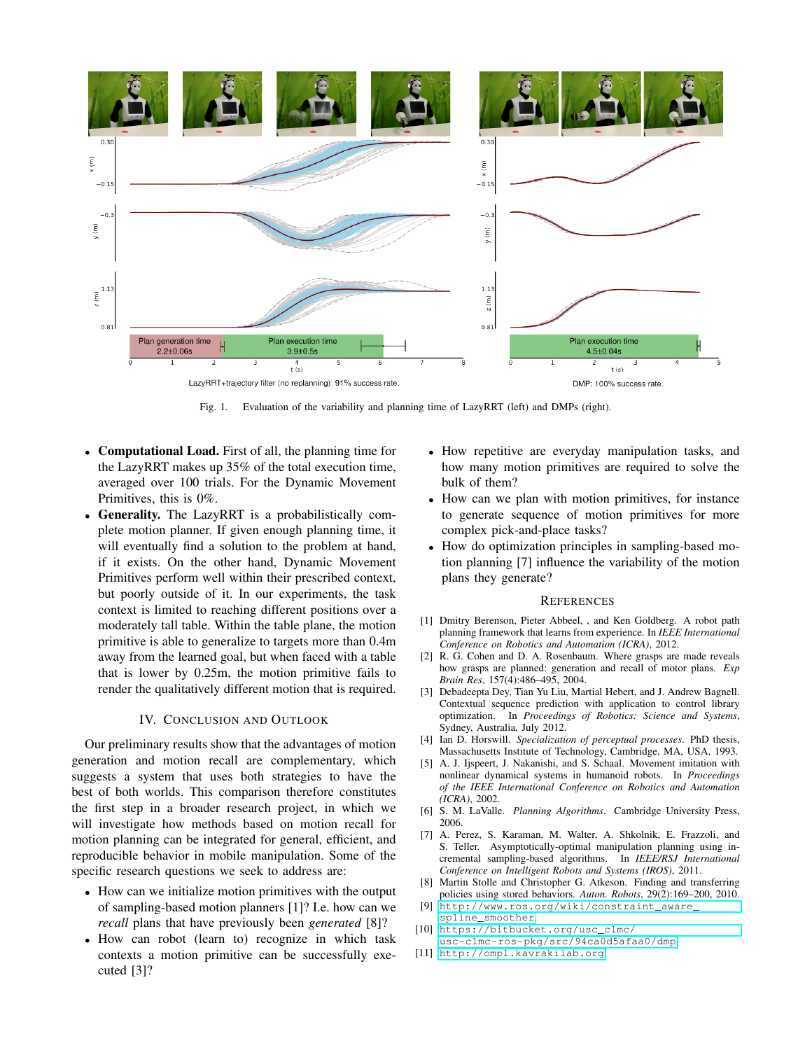0.30

x (m)

−0.15

−0.3

y (m)

1.13

z (m)

0.81

Plan generation time
2.2±0.06s

Plan execution time
3.9±0.5s

0 1 2 3 4 5 6 7 8

t (s)

LazyRRT+trajectory filter (no replanning): 91% success rate.

0.30

x (m)

−0.15

−0.3

y (m)

1.13

z (m)

0.81

Plan execution time
4.5±0.04s

0 1 2 3 4 5

t (s)

DMP: 100% success rate.

Fig. 1. Evaluation of the variability and planning time of LazyRRT (left) and DMPs (right).

- **Computational Load.** First of all, the planning time for the LazyRRT makes up 35% of the total execution time, averaged over 100 trials. For the Dynamic Movement Primitives, this is 0%.
- **Generality.** The LazyRRT is a probabilistically complete motion planner. If given enough planning time, it will eventually find a solution to the problem at hand, if it exists. On the other hand, Dynamic Movement Primitives perform well within their prescribed context, but poorly outside of it. In our experiments, the task context is limited to reaching different positions over a moderately tall table. Within the table plane, the motion primitive is able to generalize to targets more than 0.4m away from the learned goal, but when faced with a table that is lower by 0.25m, the motion primitive fails to render the qualitatively different motion that is required.

## IV. Conclusion and Outlook

Our preliminary results show that the advantages of motion generation and motion recall are complementary, which suggests a system that uses both strategies to have the best of both worlds. This comparison therefore constitutes the first step in a broader research project, in which we will investigate how methods based on motion recall for motion planning can be integrated for general, efficient, and reproducible behavior in mobile manipulation. Some of the specific research questions we seek to address are:

- How can we initialize motion primitives with the output of sampling-based motion planners [1]? I.e. how can we *recall* plans that have previously been *generated* [8]?
- How can robot (learn to) recognize in which task contexts a motion primitive can be successfully executed [3]?
- How repetitive are everyday manipulation tasks, and how many motion primitives are required to solve the bulk of them?
- How can we plan with motion primitives, for instance to generate sequence of motion primitives for more complex pick-and-place tasks?
- How do optimization principles in sampling-based motion planning [7] influence the variability of the motion plans they generate?

## References

[1] Dmitry Berenson, Pieter Abbeel, , and Ken Goldberg. A robot path planning framework that learns from experience. In *IEEE International Conference on Robotics and Automation (ICRA)*, 2012.

[2] R. G. Cohen and D. A. Rosenbaum. Where grasps are made reveals how grasps are planned: generation and recall of motor plans. *Exp Brain Res*, 157(4):486–495, 2004.

[3] Debadeepta Dey, Tian Yu Liu, Martial Hebert, and J. Andrew Bagnell. Contextual sequence prediction with application to control library optimization. In *Proceedings of Robotics: Science and Systems*, Sydney, Australia, July 2012.

[4] Ian D. Horswill. *Specialization of perceptual processes*. PhD thesis, Massachusetts Institute of Technology, Cambridge, MA, USA, 1993.

[5] A. J. Ijspeert, J. Nakanishi, and S. Schaal. Movement imitation with nonlinear dynamical systems in humanoid robots. In *Proceedings of the IEEE International Conference on Robotics and Automation (ICRA)*, 2002.

[6] S. M. LaValle. *Planning Algorithms*. Cambridge University Press, 2006.

[7] A. Perez, S. Karaman, M. Walter, A. Shkolnik, E. Frazzoli, and S. Teller. Asymptotically-optimal manipulation planning using incremental sampling-based algorithms. In *IEEE/RSJ International Conference on Intelligent Robots and Systems (IROS)*, 2011.

[8] Martin Stolle and Christopher G. Atkeson. Finding and transferring policies using stored behaviors. *Auton. Robots*, 29(2):169–200, 2010.

[9] http://www.ros.org/wiki/constraint_aware_spline_smoother

[10] https://bitbucket.org/usc_clmc/usc-clmc-ros-pkg/src/94ca0d5afaa0/dmp

[11] http://ompl.kavrakilab.org